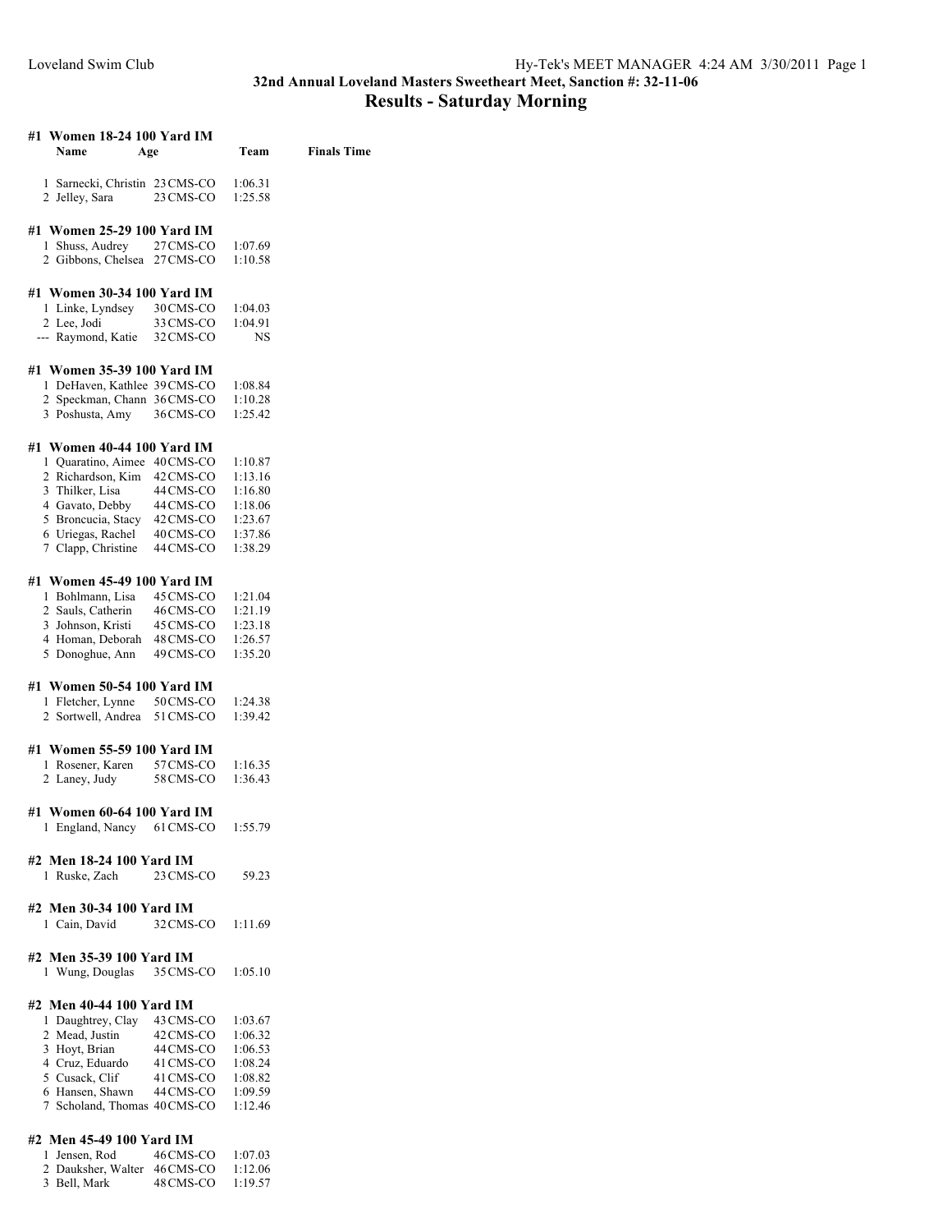# 32nd Annual Loveland Masters Sweetheart Meet, Sanction #: 32-11-06

## Results - Saturday Morning

### #1 Women 18-24 100 Yard IM

| | Name | Age | Team | Finals Time |
|---|---|---|---|---|
| 1 | Sarnecki, Christin | 23 | CMS-CO | 1:06.31 |
| 2 | Jelley, Sara | 23 | CMS-CO | 1:25.58 |

### #1 Women 25-29 100 Yard IM

| | Name | Age | Team | Finals Time |
|---|---|---|---|---|
| 1 | Shuss, Audrey | 27 | CMS-CO | 1:07.69 |
| 2 | Gibbons, Chelsea | 27 | CMS-CO | 1:10.58 |

### #1 Women 30-34 100 Yard IM

| | Name | Age | Team | Finals Time |
|---|---|---|---|---|
| 1 | Linke, Lyndsey | 30 | CMS-CO | 1:04.03 |
| 2 | Lee, Jodi | 33 | CMS-CO | 1:04.91 |
| --- | Raymond, Katie | 32 | CMS-CO | NS |

### #1 Women 35-39 100 Yard IM

| | Name | Age | Team | Finals Time |
|---|---|---|---|---|
| 1 | DeHaven, Kathlee | 39 | CMS-CO | 1:08.84 |
| 2 | Speckman, Chann | 36 | CMS-CO | 1:10.28 |
| 3 | Poshusta, Amy | 36 | CMS-CO | 1:25.42 |

### #1 Women 40-44 100 Yard IM

| | Name | Age | Team | Finals Time |
|---|---|---|---|---|
| 1 | Quaratino, Aimee | 40 | CMS-CO | 1:10.87 |
| 2 | Richardson, Kim | 42 | CMS-CO | 1:13.16 |
| 3 | Thilker, Lisa | 44 | CMS-CO | 1:16.80 |
| 4 | Gavato, Debby | 44 | CMS-CO | 1:18.06 |
| 5 | Broncucia, Stacy | 42 | CMS-CO | 1:23.67 |
| 6 | Uriegas, Rachel | 40 | CMS-CO | 1:37.86 |
| 7 | Clapp, Christine | 44 | CMS-CO | 1:38.29 |

### #1 Women 45-49 100 Yard IM

| | Name | Age | Team | Finals Time |
|---|---|---|---|---|
| 1 | Bohlmann, Lisa | 45 | CMS-CO | 1:21.04 |
| 2 | Sauls, Catherin | 46 | CMS-CO | 1:21.19 |
| 3 | Johnson, Kristi | 45 | CMS-CO | 1:23.18 |
| 4 | Homan, Deborah | 48 | CMS-CO | 1:26.57 |
| 5 | Donoghue, Ann | 49 | CMS-CO | 1:35.20 |

### #1 Women 50-54 100 Yard IM

| | Name | Age | Team | Finals Time |
|---|---|---|---|---|
| 1 | Fletcher, Lynne | 50 | CMS-CO | 1:24.38 |
| 2 | Sortwell, Andrea | 51 | CMS-CO | 1:39.42 |

### #1 Women 55-59 100 Yard IM

| | Name | Age | Team | Finals Time |
|---|---|---|---|---|
| 1 | Rosener, Karen | 57 | CMS-CO | 1:16.35 |
| 2 | Laney, Judy | 58 | CMS-CO | 1:36.43 |

### #1 Women 60-64 100 Yard IM

| | Name | Age | Team | Finals Time |
|---|---|---|---|---|
| 1 | England, Nancy | 61 | CMS-CO | 1:55.79 |

### #2 Men 18-24 100 Yard IM

| | Name | Age | Team | Finals Time |
|---|---|---|---|---|
| 1 | Ruske, Zach | 23 | CMS-CO | 59.23 |

### #2 Men 30-34 100 Yard IM

| | Name | Age | Team | Finals Time |
|---|---|---|---|---|
| 1 | Cain, David | 32 | CMS-CO | 1:11.69 |

### #2 Men 35-39 100 Yard IM

| | Name | Age | Team | Finals Time |
|---|---|---|---|---|
| 1 | Wung, Douglas | 35 | CMS-CO | 1:05.10 |

### #2 Men 40-44 100 Yard IM

| | Name | Age | Team | Finals Time |
|---|---|---|---|---|
| 1 | Daughtrey, Clay | 43 | CMS-CO | 1:03.67 |
| 2 | Mead, Justin | 42 | CMS-CO | 1:06.32 |
| 3 | Hoyt, Brian | 44 | CMS-CO | 1:06.53 |
| 4 | Cruz, Eduardo | 41 | CMS-CO | 1:08.24 |
| 5 | Cusack, Clif | 41 | CMS-CO | 1:08.82 |
| 6 | Hansen, Shawn | 44 | CMS-CO | 1:09.59 |
| 7 | Scholand, Thomas | 40 | CMS-CO | 1:12.46 |

### #2 Men 45-49 100 Yard IM

| | Name | Age | Team | Finals Time |
|---|---|---|---|---|
| 1 | Jensen, Rod | 46 | CMS-CO | 1:07.03 |
| 2 | Dauksher, Walter | 46 | CMS-CO | 1:12.06 |
| 3 | Bell, Mark | 48 | CMS-CO | 1:19.57 |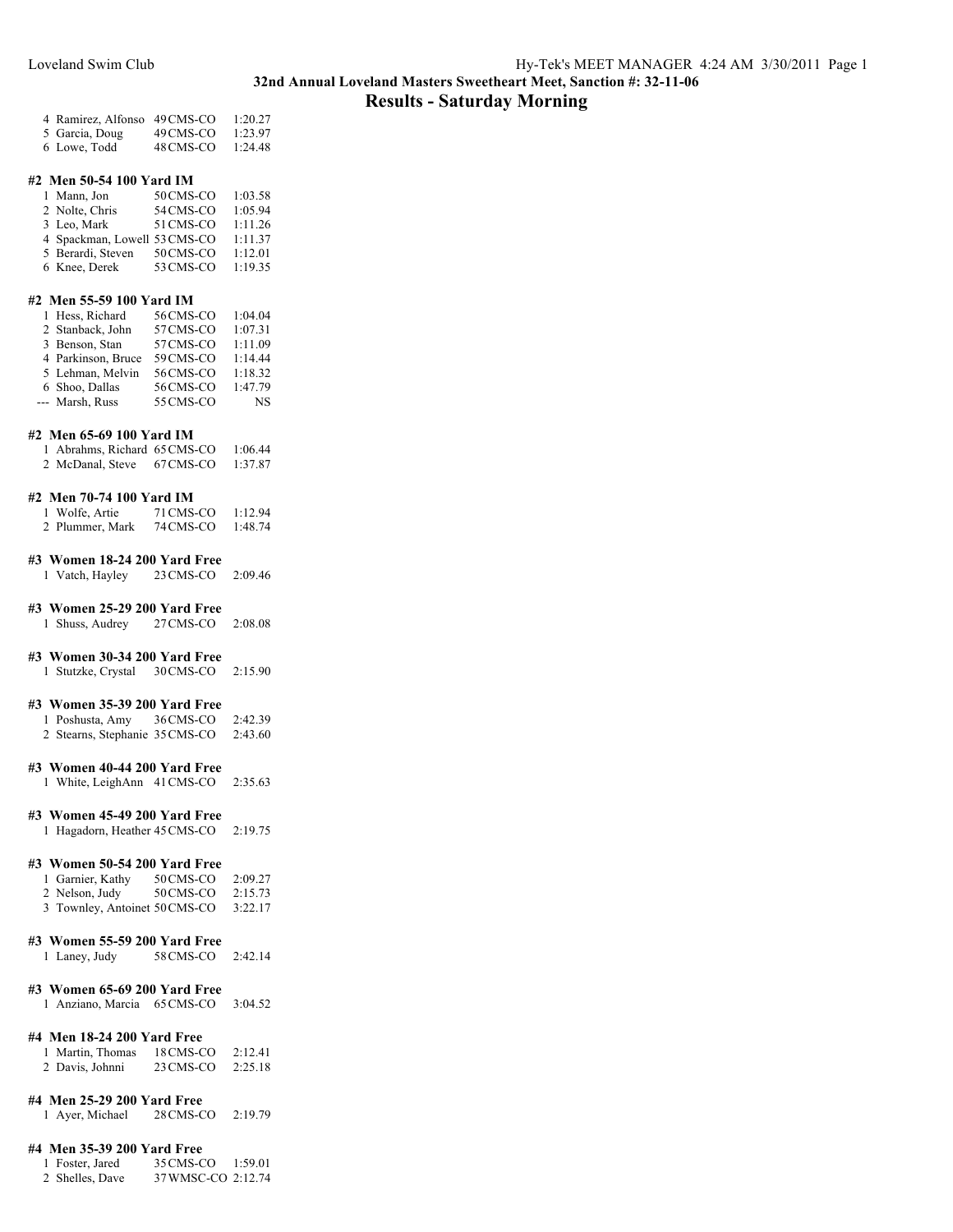## 32nd Annual Loveland Masters Sweetheart Meet, Sanction #: 32-11-06

## Results - Saturday Morning

| Place | Name | Age | Team | Time |
|---|---|---|---|---|
| 4 | Ramirez, Alfonso | 49 | CMS-CO | 1:20.27 |
| 5 | Garcia, Doug | 49 | CMS-CO | 1:23.97 |
| 6 | Lowe, Todd | 48 | CMS-CO | 1:24.48 |

### #2 Men 50-54 100 Yard IM

| Place | Name | Age | Team | Time |
|---|---|---|---|---|
| 1 | Mann, Jon | 50 | CMS-CO | 1:03.58 |
| 2 | Nolte, Chris | 54 | CMS-CO | 1:05.94 |
| 3 | Leo, Mark | 51 | CMS-CO | 1:11.26 |
| 4 | Spackman, Lowell | 53 | CMS-CO | 1:11.37 |
| 5 | Berardi, Steven | 50 | CMS-CO | 1:12.01 |
| 6 | Knee, Derek | 53 | CMS-CO | 1:19.35 |

### #2 Men 55-59 100 Yard IM

| Place | Name | Age | Team | Time |
|---|---|---|---|---|
| 1 | Hess, Richard | 56 | CMS-CO | 1:04.04 |
| 2 | Stanback, John | 57 | CMS-CO | 1:07.31 |
| 3 | Benson, Stan | 57 | CMS-CO | 1:11.09 |
| 4 | Parkinson, Bruce | 59 | CMS-CO | 1:14.44 |
| 5 | Lehman, Melvin | 56 | CMS-CO | 1:18.32 |
| 6 | Shoo, Dallas | 56 | CMS-CO | 1:47.79 |
| --- | Marsh, Russ | 55 | CMS-CO | NS |

### #2 Men 65-69 100 Yard IM

| Place | Name | Age | Team | Time |
|---|---|---|---|---|
| 1 | Abrahms, Richard | 65 | CMS-CO | 1:06.44 |
| 2 | McDanal, Steve | 67 | CMS-CO | 1:37.87 |

### #2 Men 70-74 100 Yard IM

| Place | Name | Age | Team | Time |
|---|---|---|---|---|
| 1 | Wolfe, Artie | 71 | CMS-CO | 1:12.94 |
| 2 | Plummer, Mark | 74 | CMS-CO | 1:48.74 |

### #3 Women 18-24 200 Yard Free

| Place | Name | Age | Team | Time |
|---|---|---|---|---|
| 1 | Vatch, Hayley | 23 | CMS-CO | 2:09.46 |

### #3 Women 25-29 200 Yard Free

| Place | Name | Age | Team | Time |
|---|---|---|---|---|
| 1 | Shuss, Audrey | 27 | CMS-CO | 2:08.08 |

### #3 Women 30-34 200 Yard Free

| Place | Name | Age | Team | Time |
|---|---|---|---|---|
| 1 | Stutzke, Crystal | 30 | CMS-CO | 2:15.90 |

### #3 Women 35-39 200 Yard Free

| Place | Name | Age | Team | Time |
|---|---|---|---|---|
| 1 | Poshusta, Amy | 36 | CMS-CO | 2:42.39 |
| 2 | Stearns, Stephanie | 35 | CMS-CO | 2:43.60 |

### #3 Women 40-44 200 Yard Free

| Place | Name | Age | Team | Time |
|---|---|---|---|---|
| 1 | White, LeighAnn | 41 | CMS-CO | 2:35.63 |

### #3 Women 45-49 200 Yard Free

| Place | Name | Age | Team | Time |
|---|---|---|---|---|
| 1 | Hagadorn, Heather | 45 | CMS-CO | 2:19.75 |

### #3 Women 50-54 200 Yard Free

| Place | Name | Age | Team | Time |
|---|---|---|---|---|
| 1 | Garnier, Kathy | 50 | CMS-CO | 2:09.27 |
| 2 | Nelson, Judy | 50 | CMS-CO | 2:15.73 |
| 3 | Townley, Antoinet | 50 | CMS-CO | 3:22.17 |

### #3 Women 55-59 200 Yard Free

| Place | Name | Age | Team | Time |
|---|---|---|---|---|
| 1 | Laney, Judy | 58 | CMS-CO | 2:42.14 |

### #3 Women 65-69 200 Yard Free

| Place | Name | Age | Team | Time |
|---|---|---|---|---|
| 1 | Anziano, Marcia | 65 | CMS-CO | 3:04.52 |

### #4 Men 18-24 200 Yard Free

| Place | Name | Age | Team | Time |
|---|---|---|---|---|
| 1 | Martin, Thomas | 18 | CMS-CO | 2:12.41 |
| 2 | Davis, Johnni | 23 | CMS-CO | 2:25.18 |

### #4 Men 25-29 200 Yard Free

| Place | Name | Age | Team | Time |
|---|---|---|---|---|
| 1 | Ayer, Michael | 28 | CMS-CO | 2:19.79 |

### #4 Men 35-39 200 Yard Free

| Place | Name | Age | Team | Time |
|---|---|---|---|---|
| 1 | Foster, Jared | 35 | CMS-CO | 1:59.01 |
| 2 | Shelles, Dave | 37 | WMSC-CO | 2:12.74 |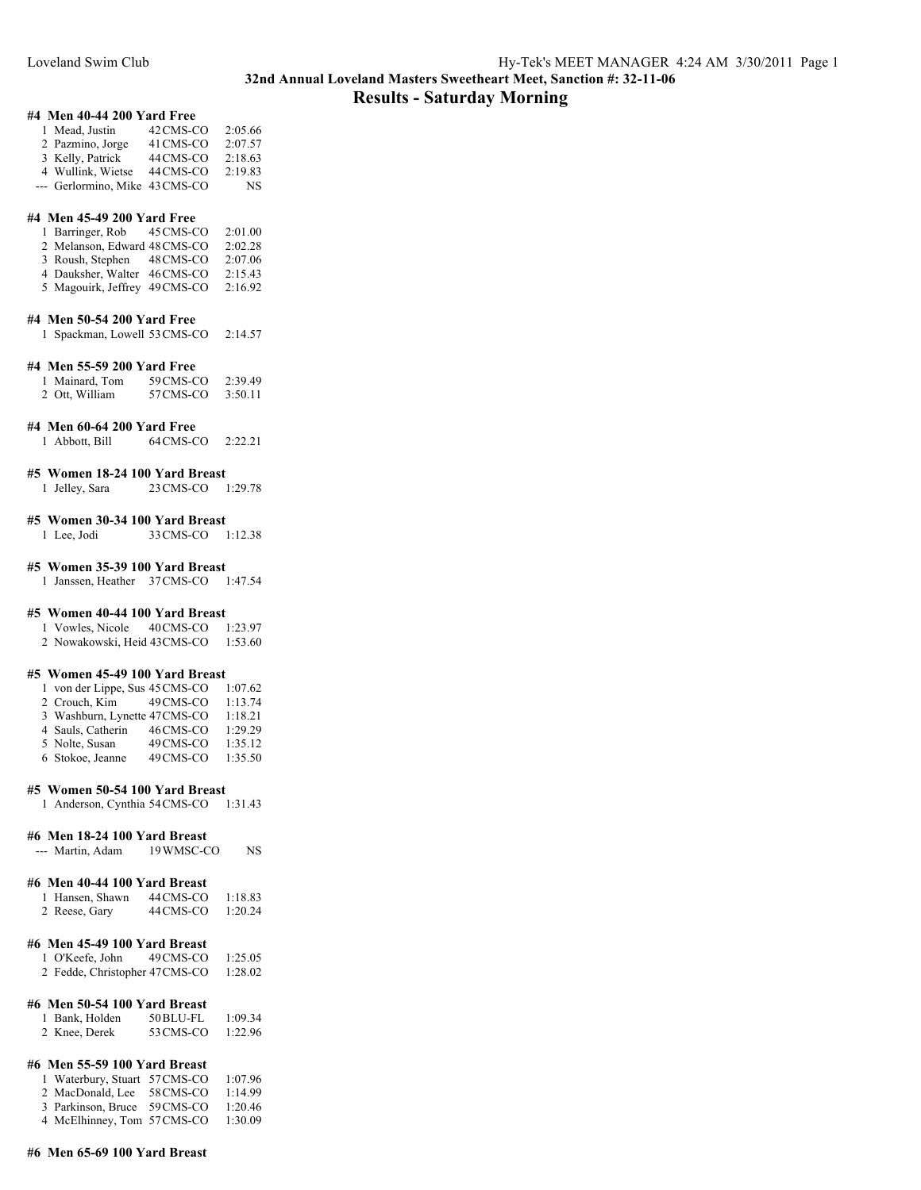## 32nd Annual Loveland Masters Sweetheart Meet, Sanction #: 32-11-06

# Results - Saturday Morning

### #4 Men 40-44 200 Yard Free

| Place | Name | Age | Team | Time |
|---|---|---|---|---|
| 1 | Mead, Justin | 42 | CMS-CO | 2:05.66 |
| 2 | Pazmino, Jorge | 41 | CMS-CO | 2:07.57 |
| 3 | Kelly, Patrick | 44 | CMS-CO | 2:18.63 |
| 4 | Wullink, Wietse | 44 | CMS-CO | 2:19.83 |
| --- | Gerlormino, Mike | 43 | CMS-CO | NS |

### #4 Men 45-49 200 Yard Free

| Place | Name | Age | Team | Time |
|---|---|---|---|---|
| 1 | Barringer, Rob | 45 | CMS-CO | 2:01.00 |
| 2 | Melanson, Edward | 48 | CMS-CO | 2:02.28 |
| 3 | Roush, Stephen | 48 | CMS-CO | 2:07.06 |
| 4 | Dauksher, Walter | 46 | CMS-CO | 2:15.43 |
| 5 | Magouirk, Jeffrey | 49 | CMS-CO | 2:16.92 |

### #4 Men 50-54 200 Yard Free

| Place | Name | Age | Team | Time |
|---|---|---|---|---|
| 1 | Spackman, Lowell | 53 | CMS-CO | 2:14.57 |

### #4 Men 55-59 200 Yard Free

| Place | Name | Age | Team | Time |
|---|---|---|---|---|
| 1 | Mainard, Tom | 59 | CMS-CO | 2:39.49 |
| 2 | Ott, William | 57 | CMS-CO | 3:50.11 |

### #4 Men 60-64 200 Yard Free

| Place | Name | Age | Team | Time |
|---|---|---|---|---|
| 1 | Abbott, Bill | 64 | CMS-CO | 2:22.21 |

### #5 Women 18-24 100 Yard Breast

| Place | Name | Age | Team | Time |
|---|---|---|---|---|
| 1 | Jelley, Sara | 23 | CMS-CO | 1:29.78 |

### #5 Women 30-34 100 Yard Breast

| Place | Name | Age | Team | Time |
|---|---|---|---|---|
| 1 | Lee, Jodi | 33 | CMS-CO | 1:12.38 |

### #5 Women 35-39 100 Yard Breast

| Place | Name | Age | Team | Time |
|---|---|---|---|---|
| 1 | Janssen, Heather | 37 | CMS-CO | 1:47.54 |

### #5 Women 40-44 100 Yard Breast

| Place | Name | Age | Team | Time |
|---|---|---|---|---|
| 1 | Vowles, Nicole | 40 | CMS-CO | 1:23.97 |
| 2 | Nowakowski, Heid | 43 | CMS-CO | 1:53.60 |

### #5 Women 45-49 100 Yard Breast

| Place | Name | Age | Team | Time |
|---|---|---|---|---|
| 1 | von der Lippe, Sus | 45 | CMS-CO | 1:07.62 |
| 2 | Crouch, Kim | 49 | CMS-CO | 1:13.74 |
| 3 | Washburn, Lynette | 47 | CMS-CO | 1:18.21 |
| 4 | Sauls, Catherin | 46 | CMS-CO | 1:29.29 |
| 5 | Nolte, Susan | 49 | CMS-CO | 1:35.12 |
| 6 | Stokoe, Jeanne | 49 | CMS-CO | 1:35.50 |

### #5 Women 50-54 100 Yard Breast

| Place | Name | Age | Team | Time |
|---|---|---|---|---|
| 1 | Anderson, Cynthia | 54 | CMS-CO | 1:31.43 |

### #6 Men 18-24 100 Yard Breast

| Place | Name | Age | Team | Time |
|---|---|---|---|---|
| --- | Martin, Adam | 19 | WMSC-CO | NS |

### #6 Men 40-44 100 Yard Breast

| Place | Name | Age | Team | Time |
|---|---|---|---|---|
| 1 | Hansen, Shawn | 44 | CMS-CO | 1:18.83 |
| 2 | Reese, Gary | 44 | CMS-CO | 1:20.24 |

### #6 Men 45-49 100 Yard Breast

| Place | Name | Age | Team | Time |
|---|---|---|---|---|
| 1 | O'Keefe, John | 49 | CMS-CO | 1:25.05 |
| 2 | Fedde, Christopher | 47 | CMS-CO | 1:28.02 |

### #6 Men 50-54 100 Yard Breast

| Place | Name | Age | Team | Time |
|---|---|---|---|---|
| 1 | Bank, Holden | 50 | BLU-FL | 1:09.34 |
| 2 | Knee, Derek | 53 | CMS-CO | 1:22.96 |

### #6 Men 55-59 100 Yard Breast

| Place | Name | Age | Team | Time |
|---|---|---|---|---|
| 1 | Waterbury, Stuart | 57 | CMS-CO | 1:07.96 |
| 2 | MacDonald, Lee | 58 | CMS-CO | 1:14.99 |
| 3 | Parkinson, Bruce | 59 | CMS-CO | 1:20.46 |
| 4 | McElhinney, Tom | 57 | CMS-CO | 1:30.09 |

### #6 Men 65-69 100 Yard Breast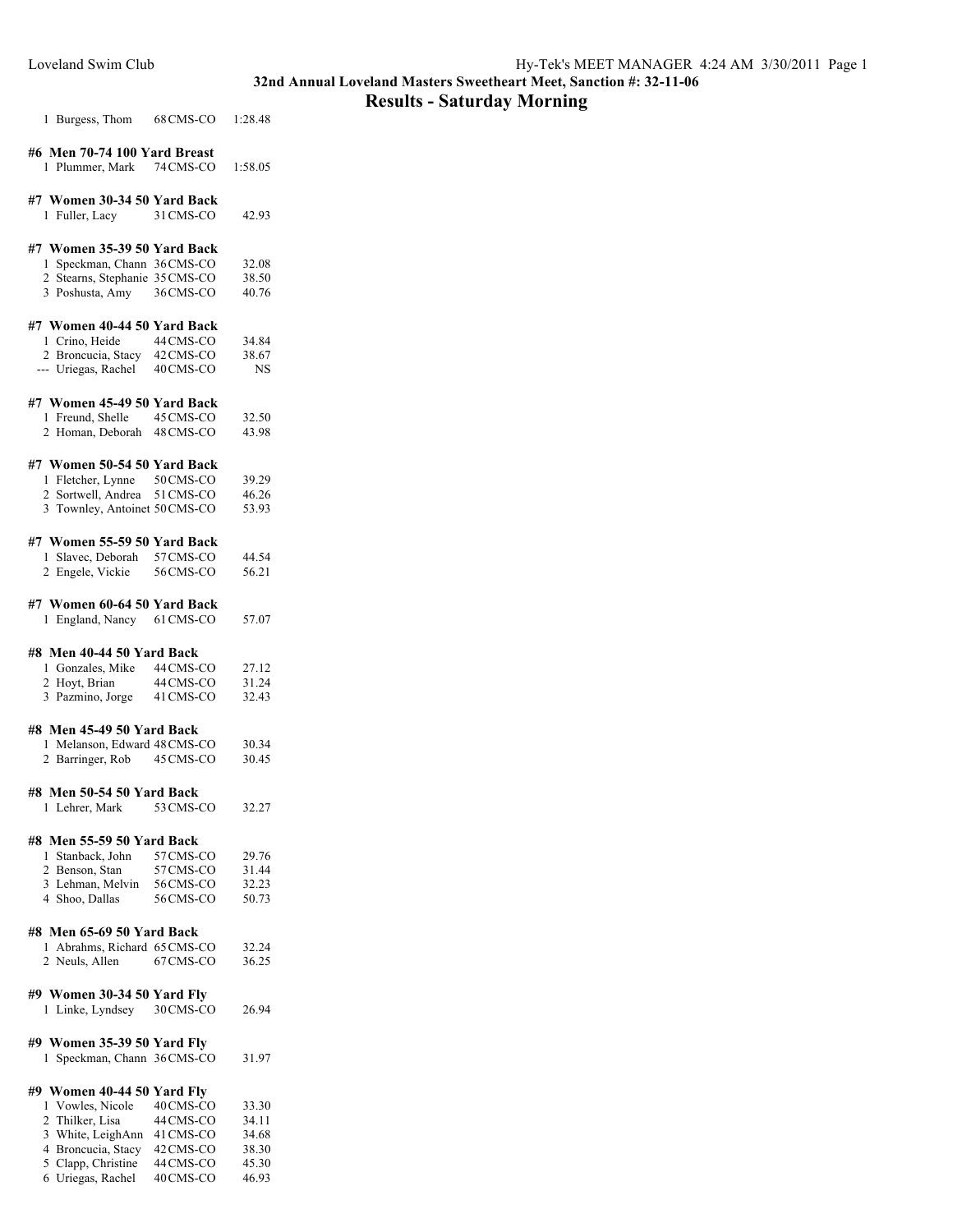## 32nd Annual Loveland Masters Sweetheart Meet, Sanction #: 32-11-06

## Results - Saturday Morning

| | | | |
|---|---|---|---|
| 1 | Burgess, Thom | 68 CMS-CO | 1:28.48 |

**#6 Men 70-74 100 Yard Breast**

| | | | |
|---|---|---|---|
| 1 | Plummer, Mark | 74 CMS-CO | 1:58.05 |

**#7 Women 30-34 50 Yard Back**

| | | | |
|---|---|---|---|
| 1 | Fuller, Lacy | 31 CMS-CO | 42.93 |

**#7 Women 35-39 50 Yard Back**

| | | | |
|---|---|---|---|
| 1 | Speckman, Chann | 36 CMS-CO | 32.08 |
| 2 | Stearns, Stephanie | 35 CMS-CO | 38.50 |
| 3 | Poshusta, Amy | 36 CMS-CO | 40.76 |

**#7 Women 40-44 50 Yard Back**

| | | | |
|---|---|---|---|
| 1 | Crino, Heide | 44 CMS-CO | 34.84 |
| 2 | Broncucia, Stacy | 42 CMS-CO | 38.67 |
| --- | Uriegas, Rachel | 40 CMS-CO | NS |

**#7 Women 45-49 50 Yard Back**

| | | | |
|---|---|---|---|
| 1 | Freund, Shelle | 45 CMS-CO | 32.50 |
| 2 | Homan, Deborah | 48 CMS-CO | 43.98 |

**#7 Women 50-54 50 Yard Back**

| | | | |
|---|---|---|---|
| 1 | Fletcher, Lynne | 50 CMS-CO | 39.29 |
| 2 | Sortwell, Andrea | 51 CMS-CO | 46.26 |
| 3 | Townley, Antoinet | 50 CMS-CO | 53.93 |

**#7 Women 55-59 50 Yard Back**

| | | | |
|---|---|---|---|
| 1 | Slavec, Deborah | 57 CMS-CO | 44.54 |
| 2 | Engele, Vickie | 56 CMS-CO | 56.21 |

**#7 Women 60-64 50 Yard Back**

| | | | |
|---|---|---|---|
| 1 | England, Nancy | 61 CMS-CO | 57.07 |

**#8 Men 40-44 50 Yard Back**

| | | | |
|---|---|---|---|
| 1 | Gonzales, Mike | 44 CMS-CO | 27.12 |
| 2 | Hoyt, Brian | 44 CMS-CO | 31.24 |
| 3 | Pazmino, Jorge | 41 CMS-CO | 32.43 |

**#8 Men 45-49 50 Yard Back**

| | | | |
|---|---|---|---|
| 1 | Melanson, Edward | 48 CMS-CO | 30.34 |
| 2 | Barringer, Rob | 45 CMS-CO | 30.45 |

**#8 Men 50-54 50 Yard Back**

| | | | |
|---|---|---|---|
| 1 | Lehrer, Mark | 53 CMS-CO | 32.27 |

**#8 Men 55-59 50 Yard Back**

| | | | |
|---|---|---|---|
| 1 | Stanback, John | 57 CMS-CO | 29.76 |
| 2 | Benson, Stan | 57 CMS-CO | 31.44 |
| 3 | Lehman, Melvin | 56 CMS-CO | 32.23 |
| 4 | Shoo, Dallas | 56 CMS-CO | 50.73 |

**#8 Men 65-69 50 Yard Back**

| | | | |
|---|---|---|---|
| 1 | Abrahms, Richard | 65 CMS-CO | 32.24 |
| 2 | Neuls, Allen | 67 CMS-CO | 36.25 |

**#9 Women 30-34 50 Yard Fly**

| | | | |
|---|---|---|---|
| 1 | Linke, Lyndsey | 30 CMS-CO | 26.94 |

**#9 Women 35-39 50 Yard Fly**

| | | | |
|---|---|---|---|
| 1 | Speckman, Chann | 36 CMS-CO | 31.97 |

**#9 Women 40-44 50 Yard Fly**

| | | | |
|---|---|---|---|
| 1 | Vowles, Nicole | 40 CMS-CO | 33.30 |
| 2 | Thilker, Lisa | 44 CMS-CO | 34.11 |
| 3 | White, LeighAnn | 41 CMS-CO | 34.68 |
| 4 | Broncucia, Stacy | 42 CMS-CO | 38.30 |
| 5 | Clapp, Christine | 44 CMS-CO | 45.30 |
| 6 | Uriegas, Rachel | 40 CMS-CO | 46.93 |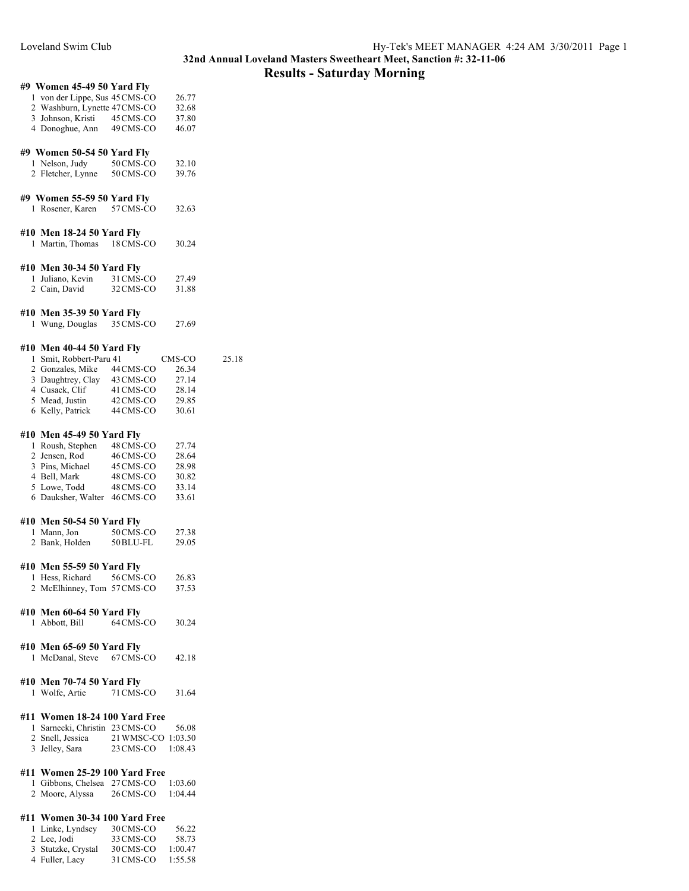## 32nd Annual Loveland Masters Sweetheart Meet, Sanction #: 32-11-06

# Results - Saturday Morning

### #9 Women 45-49 50 Yard Fly

| Place | Name | Age | Team | Time |
|---|---|---|---|---|
| 1 | von der Lippe, Sus | 45 | CMS-CO | 26.77 |
| 2 | Washburn, Lynette | 47 | CMS-CO | 32.68 |
| 3 | Johnson, Kristi | 45 | CMS-CO | 37.80 |
| 4 | Donoghue, Ann | 49 | CMS-CO | 46.07 |

### #9 Women 50-54 50 Yard Fly

| Place | Name | Age | Team | Time |
|---|---|---|---|---|
| 1 | Nelson, Judy | 50 | CMS-CO | 32.10 |
| 2 | Fletcher, Lynne | 50 | CMS-CO | 39.76 |

### #9 Women 55-59 50 Yard Fly

| Place | Name | Age | Team | Time |
|---|---|---|---|---|
| 1 | Rosener, Karen | 57 | CMS-CO | 32.63 |

### #10 Men 18-24 50 Yard Fly

| Place | Name | Age | Team | Time |
|---|---|---|---|---|
| 1 | Martin, Thomas | 18 | CMS-CO | 30.24 |

### #10 Men 30-34 50 Yard Fly

| Place | Name | Age | Team | Time |
|---|---|---|---|---|
| 1 | Juliano, Kevin | 31 | CMS-CO | 27.49 |
| 2 | Cain, David | 32 | CMS-CO | 31.88 |

### #10 Men 35-39 50 Yard Fly

| Place | Name | Age | Team | Time |
|---|---|---|---|---|
| 1 | Wung, Douglas | 35 | CMS-CO | 27.69 |

### #10 Men 40-44 50 Yard Fly

| Place | Name | Age | Team | Time |
|---|---|---|---|---|
| 1 | Smit, Robbert-Paru | 41 | CMS-CO | 25.18 |
| 2 | Gonzales, Mike | 44 | CMS-CO | 26.34 |
| 3 | Daughtrey, Clay | 43 | CMS-CO | 27.14 |
| 4 | Cusack, Clif | 41 | CMS-CO | 28.14 |
| 5 | Mead, Justin | 42 | CMS-CO | 29.85 |
| 6 | Kelly, Patrick | 44 | CMS-CO | 30.61 |

### #10 Men 45-49 50 Yard Fly

| Place | Name | Age | Team | Time |
|---|---|---|---|---|
| 1 | Roush, Stephen | 48 | CMS-CO | 27.74 |
| 2 | Jensen, Rod | 46 | CMS-CO | 28.64 |
| 3 | Pins, Michael | 45 | CMS-CO | 28.98 |
| 4 | Bell, Mark | 48 | CMS-CO | 30.82 |
| 5 | Lowe, Todd | 48 | CMS-CO | 33.14 |
| 6 | Dauksher, Walter | 46 | CMS-CO | 33.61 |

### #10 Men 50-54 50 Yard Fly

| Place | Name | Age | Team | Time |
|---|---|---|---|---|
| 1 | Mann, Jon | 50 | CMS-CO | 27.38 |
| 2 | Bank, Holden | 50 | BLU-FL | 29.05 |

### #10 Men 55-59 50 Yard Fly

| Place | Name | Age | Team | Time |
|---|---|---|---|---|
| 1 | Hess, Richard | 56 | CMS-CO | 26.83 |
| 2 | McElhinney, Tom | 57 | CMS-CO | 37.53 |

### #10 Men 60-64 50 Yard Fly

| Place | Name | Age | Team | Time |
|---|---|---|---|---|
| 1 | Abbott, Bill | 64 | CMS-CO | 30.24 |

### #10 Men 65-69 50 Yard Fly

| Place | Name | Age | Team | Time |
|---|---|---|---|---|
| 1 | McDanal, Steve | 67 | CMS-CO | 42.18 |

### #10 Men 70-74 50 Yard Fly

| Place | Name | Age | Team | Time |
|---|---|---|---|---|
| 1 | Wolfe, Artie | 71 | CMS-CO | 31.64 |

### #11 Women 18-24 100 Yard Free

| Place | Name | Age | Team | Time |
|---|---|---|---|---|
| 1 | Sarnecki, Christin | 23 | CMS-CO | 56.08 |
| 2 | Snell, Jessica | 21 | WMSC-CO | 1:03.50 |
| 3 | Jelley, Sara | 23 | CMS-CO | 1:08.43 |

### #11 Women 25-29 100 Yard Free

| Place | Name | Age | Team | Time |
|---|---|---|---|---|
| 1 | Gibbons, Chelsea | 27 | CMS-CO | 1:03.60 |
| 2 | Moore, Alyssa | 26 | CMS-CO | 1:04.44 |

### #11 Women 30-34 100 Yard Free

| Place | Name | Age | Team | Time |
|---|---|---|---|---|
| 1 | Linke, Lyndsey | 30 | CMS-CO | 56.22 |
| 2 | Lee, Jodi | 33 | CMS-CO | 58.73 |
| 3 | Stutzke, Crystal | 30 | CMS-CO | 1:00.47 |
| 4 | Fuller, Lacy | 31 | CMS-CO | 1:55.58 |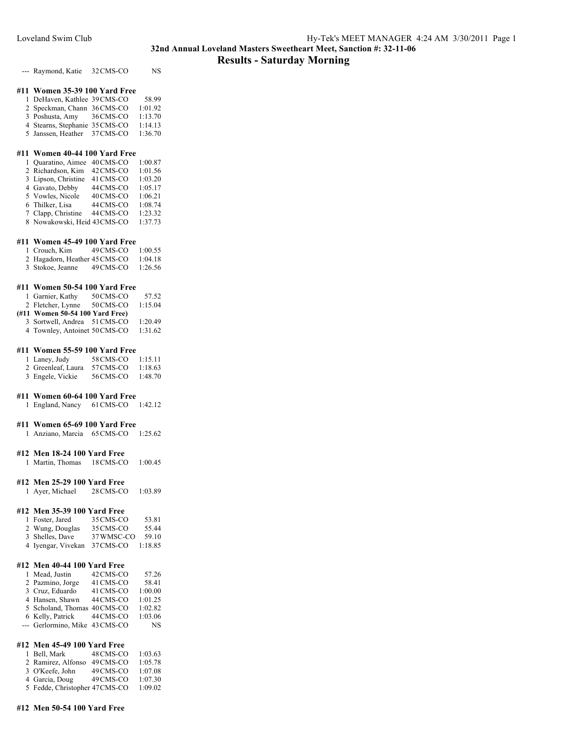**32nd Annual Loveland Masters Sweetheart Meet, Sanction #: 32-11-06**

## Results - Saturday Morning

| | | | | |
|---|---|---|---|---|
| --- | Raymond, Katie | 32 | CMS-CO | NS |

### #11 Women 35-39 100 Yard Free

| Place | Name | Age | Team | Time |
|---|---|---|---|---|
| 1 | DeHaven, Kathlee | 39 | CMS-CO | 58.99 |
| 2 | Speckman, Chann | 36 | CMS-CO | 1:01.92 |
| 3 | Poshusta, Amy | 36 | CMS-CO | 1:13.70 |
| 4 | Stearns, Stephanie | 35 | CMS-CO | 1:14.13 |
| 5 | Janssen, Heather | 37 | CMS-CO | 1:36.70 |

### #11 Women 40-44 100 Yard Free

| Place | Name | Age | Team | Time |
|---|---|---|---|---|
| 1 | Quaratino, Aimee | 40 | CMS-CO | 1:00.87 |
| 2 | Richardson, Kim | 42 | CMS-CO | 1:01.56 |
| 3 | Lipson, Christine | 41 | CMS-CO | 1:03.20 |
| 4 | Gavato, Debby | 44 | CMS-CO | 1:05.17 |
| 5 | Vowles, Nicole | 40 | CMS-CO | 1:06.21 |
| 6 | Thilker, Lisa | 44 | CMS-CO | 1:08.74 |
| 7 | Clapp, Christine | 44 | CMS-CO | 1:23.32 |
| 8 | Nowakowski, Heid | 43 | CMS-CO | 1:37.73 |

### #11 Women 45-49 100 Yard Free

| Place | Name | Age | Team | Time |
|---|---|---|---|---|
| 1 | Crouch, Kim | 49 | CMS-CO | 1:00.55 |
| 2 | Hagadorn, Heather | 45 | CMS-CO | 1:04.18 |
| 3 | Stokoe, Jeanne | 49 | CMS-CO | 1:26.56 |

### #11 Women 50-54 100 Yard Free

| Place | Name | Age | Team | Time |
|---|---|---|---|---|
| 1 | Garnier, Kathy | 50 | CMS-CO | 57.52 |
| 2 | Fletcher, Lynne | 50 | CMS-CO | 1:15.04 |

**(#11 Women 50-54 100 Yard Free)**

| Place | Name | Age | Team | Time |
|---|---|---|---|---|
| 3 | Sortwell, Andrea | 51 | CMS-CO | 1:20.49 |
| 4 | Townley, Antoinet | 50 | CMS-CO | 1:31.62 |

### #11 Women 55-59 100 Yard Free

| Place | Name | Age | Team | Time |
|---|---|---|---|---|
| 1 | Laney, Judy | 58 | CMS-CO | 1:15.11 |
| 2 | Greenleaf, Laura | 57 | CMS-CO | 1:18.63 |
| 3 | Engele, Vickie | 56 | CMS-CO | 1:48.70 |

### #11 Women 60-64 100 Yard Free

| Place | Name | Age | Team | Time |
|---|---|---|---|---|
| 1 | England, Nancy | 61 | CMS-CO | 1:42.12 |

### #11 Women 65-69 100 Yard Free

| Place | Name | Age | Team | Time |
|---|---|---|---|---|
| 1 | Anziano, Marcia | 65 | CMS-CO | 1:25.62 |

### #12 Men 18-24 100 Yard Free

| Place | Name | Age | Team | Time |
|---|---|---|---|---|
| 1 | Martin, Thomas | 18 | CMS-CO | 1:00.45 |

### #12 Men 25-29 100 Yard Free

| Place | Name | Age | Team | Time |
|---|---|---|---|---|
| 1 | Ayer, Michael | 28 | CMS-CO | 1:03.89 |

### #12 Men 35-39 100 Yard Free

| Place | Name | Age | Team | Time |
|---|---|---|---|---|
| 1 | Foster, Jared | 35 | CMS-CO | 53.81 |
| 2 | Wung, Douglas | 35 | CMS-CO | 55.44 |
| 3 | Shelles, Dave | 37 | WMSC-CO | 59.10 |
| 4 | Iyengar, Vivekan | 37 | CMS-CO | 1:18.85 |

### #12 Men 40-44 100 Yard Free

| Place | Name | Age | Team | Time |
|---|---|---|---|---|
| 1 | Mead, Justin | 42 | CMS-CO | 57.26 |
| 2 | Pazmino, Jorge | 41 | CMS-CO | 58.41 |
| 3 | Cruz, Eduardo | 41 | CMS-CO | 1:00.00 |
| 4 | Hansen, Shawn | 44 | CMS-CO | 1:01.25 |
| 5 | Scholand, Thomas | 40 | CMS-CO | 1:02.82 |
| 6 | Kelly, Patrick | 44 | CMS-CO | 1:03.06 |
| --- | Gerlormino, Mike | 43 | CMS-CO | NS |

### #12 Men 45-49 100 Yard Free

| Place | Name | Age | Team | Time |
|---|---|---|---|---|
| 1 | Bell, Mark | 48 | CMS-CO | 1:03.63 |
| 2 | Ramirez, Alfonso | 49 | CMS-CO | 1:05.78 |
| 3 | O'Keefe, John | 49 | CMS-CO | 1:07.08 |
| 4 | Garcia, Doug | 49 | CMS-CO | 1:07.30 |
| 5 | Fedde, Christopher | 47 | CMS-CO | 1:09.02 |

### #12 Men 50-54 100 Yard Free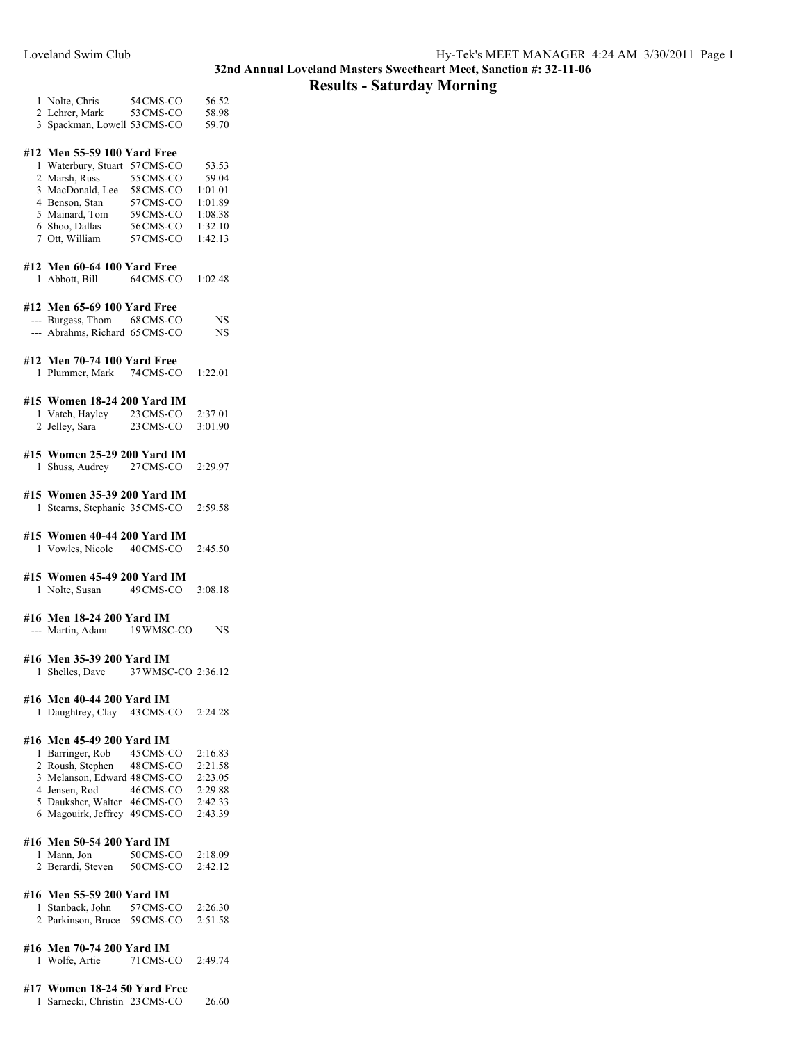32nd Annual Loveland Masters Sweetheart Meet, Sanction #: 32-11-06

## Results - Saturday Morning

| | Name | Age Team | Time |
|---|---|---|---|
| 1 | Nolte, Chris | 54 CMS-CO | 56.52 |
| 2 | Lehrer, Mark | 53 CMS-CO | 58.98 |
| 3 | Spackman, Lowell | 53 CMS-CO | 59.70 |

**#12 Men 55-59 100 Yard Free**

| | Name | Age Team | Time |
|---|---|---|---|
| 1 | Waterbury, Stuart | 57 CMS-CO | 53.53 |
| 2 | Marsh, Russ | 55 CMS-CO | 59.04 |
| 3 | MacDonald, Lee | 58 CMS-CO | 1:01.01 |
| 4 | Benson, Stan | 57 CMS-CO | 1:01.89 |
| 5 | Mainard, Tom | 59 CMS-CO | 1:08.38 |
| 6 | Shoo, Dallas | 56 CMS-CO | 1:32.10 |
| 7 | Ott, William | 57 CMS-CO | 1:42.13 |

**#12 Men 60-64 100 Yard Free**

| | Name | Age Team | Time |
|---|---|---|---|
| 1 | Abbott, Bill | 64 CMS-CO | 1:02.48 |

**#12 Men 65-69 100 Yard Free**

| | Name | Age Team | Time |
|---|---|---|---|
| --- | Burgess, Thom | 68 CMS-CO | NS |
| --- | Abrahms, Richard | 65 CMS-CO | NS |

**#12 Men 70-74 100 Yard Free**

| | Name | Age Team | Time |
|---|---|---|---|
| 1 | Plummer, Mark | 74 CMS-CO | 1:22.01 |

**#15 Women 18-24 200 Yard IM**

| | Name | Age Team | Time |
|---|---|---|---|
| 1 | Vatch, Hayley | 23 CMS-CO | 2:37.01 |
| 2 | Jelley, Sara | 23 CMS-CO | 3:01.90 |

**#15 Women 25-29 200 Yard IM**

| | Name | Age Team | Time |
|---|---|---|---|
| 1 | Shuss, Audrey | 27 CMS-CO | 2:29.97 |

**#15 Women 35-39 200 Yard IM**

| | Name | Age Team | Time |
|---|---|---|---|
| 1 | Stearns, Stephanie | 35 CMS-CO | 2:59.58 |

**#15 Women 40-44 200 Yard IM**

| | Name | Age Team | Time |
|---|---|---|---|
| 1 | Vowles, Nicole | 40 CMS-CO | 2:45.50 |

**#15 Women 45-49 200 Yard IM**

| | Name | Age Team | Time |
|---|---|---|---|
| 1 | Nolte, Susan | 49 CMS-CO | 3:08.18 |

**#16 Men 18-24 200 Yard IM**

| | Name | Age Team | Time |
|---|---|---|---|
| --- | Martin, Adam | 19 WMSC-CO | NS |

**#16 Men 35-39 200 Yard IM**

| | Name | Age Team | Time |
|---|---|---|---|
| 1 | Shelles, Dave | 37 WMSC-CO | 2:36.12 |

**#16 Men 40-44 200 Yard IM**

| | Name | Age Team | Time |
|---|---|---|---|
| 1 | Daughtrey, Clay | 43 CMS-CO | 2:24.28 |

**#16 Men 45-49 200 Yard IM**

| | Name | Age Team | Time |
|---|---|---|---|
| 1 | Barringer, Rob | 45 CMS-CO | 2:16.83 |
| 2 | Roush, Stephen | 48 CMS-CO | 2:21.58 |
| 3 | Melanson, Edward | 48 CMS-CO | 2:23.05 |
| 4 | Jensen, Rod | 46 CMS-CO | 2:29.88 |
| 5 | Dauksher, Walter | 46 CMS-CO | 2:42.33 |
| 6 | Magouirk, Jeffrey | 49 CMS-CO | 2:43.39 |

**#16 Men 50-54 200 Yard IM**

| | Name | Age Team | Time |
|---|---|---|---|
| 1 | Mann, Jon | 50 CMS-CO | 2:18.09 |
| 2 | Berardi, Steven | 50 CMS-CO | 2:42.12 |

**#16 Men 55-59 200 Yard IM**

| | Name | Age Team | Time |
|---|---|---|---|
| 1 | Stanback, John | 57 CMS-CO | 2:26.30 |
| 2 | Parkinson, Bruce | 59 CMS-CO | 2:51.58 |

**#16 Men 70-74 200 Yard IM**

| | Name | Age Team | Time |
|---|---|---|---|
| 1 | Wolfe, Artie | 71 CMS-CO | 2:49.74 |

**#17 Women 18-24 50 Yard Free**

| | Name | Age Team | Time |
|---|---|---|---|
| 1 | Sarnecki, Christin | 23 CMS-CO | 26.60 |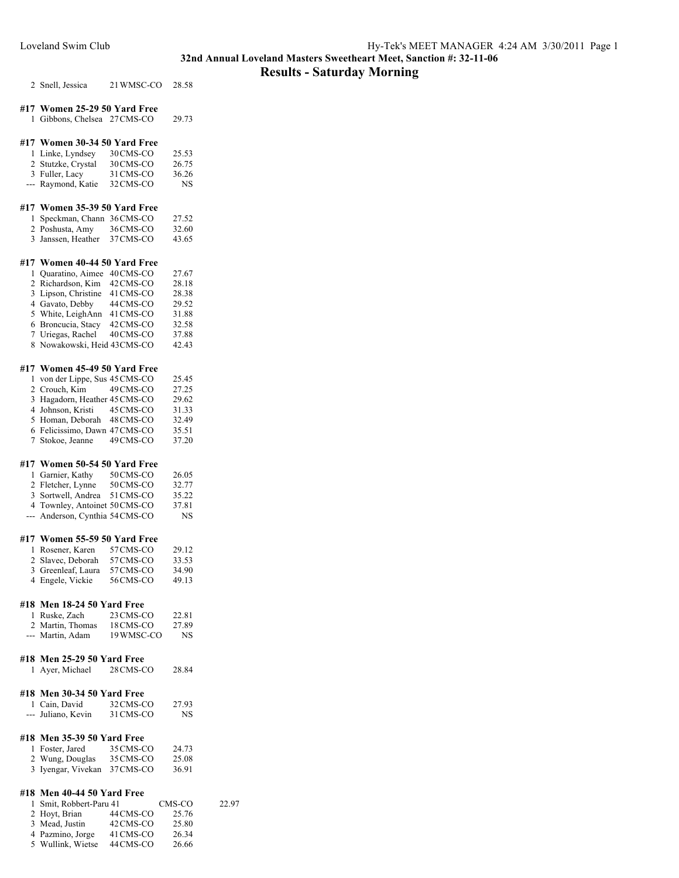**32nd Annual Loveland Masters Sweetheart Meet, Sanction #: 32-11-06**

## Results - Saturday Morning

| | | | | |
|---|---|---|---|---|
| 2 | Snell, Jessica | 21 | WMSC-CO | 28.58 |

### #17 Women 25-29 50 Yard Free

| | | | | |
|---|---|---|---|---|
| 1 | Gibbons, Chelsea | 27 | CMS-CO | 29.73 |

### #17 Women 30-34 50 Yard Free

| | | | | |
|---|---|---|---|---|
| 1 | Linke, Lyndsey | 30 | CMS-CO | 25.53 |
| 2 | Stutzke, Crystal | 30 | CMS-CO | 26.75 |
| 3 | Fuller, Lacy | 31 | CMS-CO | 36.26 |
| --- | Raymond, Katie | 32 | CMS-CO | NS |

### #17 Women 35-39 50 Yard Free

| | | | | |
|---|---|---|---|---|
| 1 | Speckman, Chann | 36 | CMS-CO | 27.52 |
| 2 | Poshusta, Amy | 36 | CMS-CO | 32.60 |
| 3 | Janssen, Heather | 37 | CMS-CO | 43.65 |

### #17 Women 40-44 50 Yard Free

| | | | | |
|---|---|---|---|---|
| 1 | Quaratino, Aimee | 40 | CMS-CO | 27.67 |
| 2 | Richardson, Kim | 42 | CMS-CO | 28.18 |
| 3 | Lipson, Christine | 41 | CMS-CO | 28.38 |
| 4 | Gavato, Debby | 44 | CMS-CO | 29.52 |
| 5 | White, LeighAnn | 41 | CMS-CO | 31.88 |
| 6 | Broncucia, Stacy | 42 | CMS-CO | 32.58 |
| 7 | Uriegas, Rachel | 40 | CMS-CO | 37.88 |
| 8 | Nowakowski, Heid | 43 | CMS-CO | 42.43 |

### #17 Women 45-49 50 Yard Free

| | | | | |
|---|---|---|---|---|
| 1 | von der Lippe, Sus | 45 | CMS-CO | 25.45 |
| 2 | Crouch, Kim | 49 | CMS-CO | 27.25 |
| 3 | Hagadorn, Heather | 45 | CMS-CO | 29.62 |
| 4 | Johnson, Kristi | 45 | CMS-CO | 31.33 |
| 5 | Homan, Deborah | 48 | CMS-CO | 32.49 |
| 6 | Felicissimo, Dawn | 47 | CMS-CO | 35.51 |
| 7 | Stokoe, Jeanne | 49 | CMS-CO | 37.20 |

### #17 Women 50-54 50 Yard Free

| | | | | |
|---|---|---|---|---|
| 1 | Garnier, Kathy | 50 | CMS-CO | 26.05 |
| 2 | Fletcher, Lynne | 50 | CMS-CO | 32.77 |
| 3 | Sortwell, Andrea | 51 | CMS-CO | 35.22 |
| 4 | Townley, Antoinet | 50 | CMS-CO | 37.81 |
| --- | Anderson, Cynthia | 54 | CMS-CO | NS |

### #17 Women 55-59 50 Yard Free

| | | | | |
|---|---|---|---|---|
| 1 | Rosener, Karen | 57 | CMS-CO | 29.12 |
| 2 | Slavec, Deborah | 57 | CMS-CO | 33.53 |
| 3 | Greenleaf, Laura | 57 | CMS-CO | 34.90 |
| 4 | Engele, Vickie | 56 | CMS-CO | 49.13 |

### #18 Men 18-24 50 Yard Free

| | | | | |
|---|---|---|---|---|
| 1 | Ruske, Zach | 23 | CMS-CO | 22.81 |
| 2 | Martin, Thomas | 18 | CMS-CO | 27.89 |
| --- | Martin, Adam | 19 | WMSC-CO | NS |

### #18 Men 25-29 50 Yard Free

| | | | | |
|---|---|---|---|---|
| 1 | Ayer, Michael | 28 | CMS-CO | 28.84 |

### #18 Men 30-34 50 Yard Free

| | | | | |
|---|---|---|---|---|
| 1 | Cain, David | 32 | CMS-CO | 27.93 |
| --- | Juliano, Kevin | 31 | CMS-CO | NS |

### #18 Men 35-39 50 Yard Free

| | | | | |
|---|---|---|---|---|
| 1 | Foster, Jared | 35 | CMS-CO | 24.73 |
| 2 | Wung, Douglas | 35 | CMS-CO | 25.08 |
| 3 | Iyengar, Vivekan | 37 | CMS-CO | 36.91 |

### #18 Men 40-44 50 Yard Free

| | | | | |
|---|---|---|---|---|
| 1 | Smit, Robbert-Paru | 41 | CMS-CO | 22.97 |
| 2 | Hoyt, Brian | 44 | CMS-CO | 25.76 |
| 3 | Mead, Justin | 42 | CMS-CO | 25.80 |
| 4 | Pazmino, Jorge | 41 | CMS-CO | 26.34 |
| 5 | Wullink, Wietse | 44 | CMS-CO | 26.66 |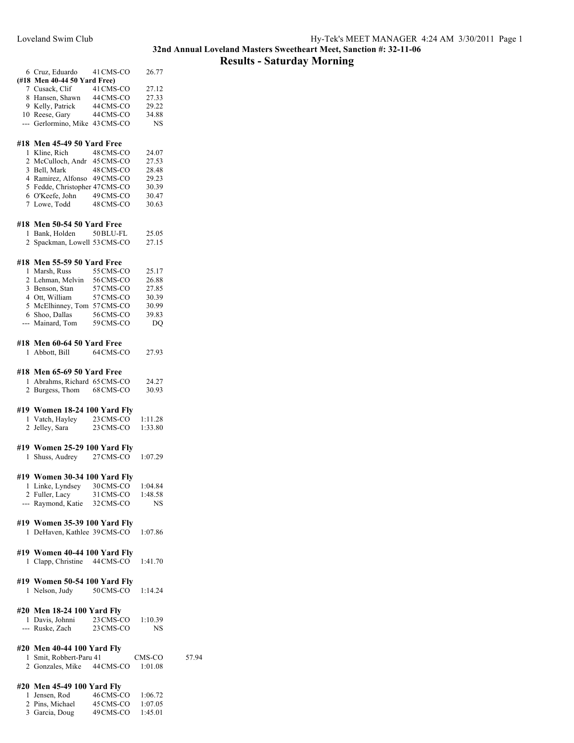## 32nd Annual Loveland Masters Sweetheart Meet, Sanction #: 32-11-06

## Results - Saturday Morning

| | | | |
|---|---|---|---|
| 6 | Cruz, Eduardo | 41 CMS-CO | 26.77 |

**(#18 Men 40-44 50 Yard Free)**

| | | | |
|---|---|---|---|
| 7 | Cusack, Clif | 41 CMS-CO | 27.12 |
| 8 | Hansen, Shawn | 44 CMS-CO | 27.33 |
| 9 | Kelly, Patrick | 44 CMS-CO | 29.22 |
| 10 | Reese, Gary | 44 CMS-CO | 34.88 |
| --- | Gerlormino, Mike | 43 CMS-CO | NS |

### #18 Men 45-49 50 Yard Free

| | | | |
|---|---|---|---|
| 1 | Kline, Rich | 48 CMS-CO | 24.07 |
| 2 | McCulloch, Andr | 45 CMS-CO | 27.53 |
| 3 | Bell, Mark | 48 CMS-CO | 28.48 |
| 4 | Ramirez, Alfonso | 49 CMS-CO | 29.23 |
| 5 | Fedde, Christopher | 47 CMS-CO | 30.39 |
| 6 | O'Keefe, John | 49 CMS-CO | 30.47 |
| 7 | Lowe, Todd | 48 CMS-CO | 30.63 |

### #18 Men 50-54 50 Yard Free

| | | | |
|---|---|---|---|
| 1 | Bank, Holden | 50 BLU-FL | 25.05 |
| 2 | Spackman, Lowell | 53 CMS-CO | 27.15 |

### #18 Men 55-59 50 Yard Free

| | | | |
|---|---|---|---|
| 1 | Marsh, Russ | 55 CMS-CO | 25.17 |
| 2 | Lehman, Melvin | 56 CMS-CO | 26.88 |
| 3 | Benson, Stan | 57 CMS-CO | 27.85 |
| 4 | Ott, William | 57 CMS-CO | 30.39 |
| 5 | McElhinney, Tom | 57 CMS-CO | 30.99 |
| 6 | Shoo, Dallas | 56 CMS-CO | 39.83 |
| --- | Mainard, Tom | 59 CMS-CO | DQ |

### #18 Men 60-64 50 Yard Free

| | | | |
|---|---|---|---|
| 1 | Abbott, Bill | 64 CMS-CO | 27.93 |

### #18 Men 65-69 50 Yard Free

| | | | |
|---|---|---|---|
| 1 | Abrahms, Richard | 65 CMS-CO | 24.27 |
| 2 | Burgess, Thom | 68 CMS-CO | 30.93 |

### #19 Women 18-24 100 Yard Fly

| | | | |
|---|---|---|---|
| 1 | Vatch, Hayley | 23 CMS-CO | 1:11.28 |
| 2 | Jelley, Sara | 23 CMS-CO | 1:33.80 |

### #19 Women 25-29 100 Yard Fly

| | | | |
|---|---|---|---|
| 1 | Shuss, Audrey | 27 CMS-CO | 1:07.29 |

### #19 Women 30-34 100 Yard Fly

| | | | |
|---|---|---|---|
| 1 | Linke, Lyndsey | 30 CMS-CO | 1:04.84 |
| 2 | Fuller, Lacy | 31 CMS-CO | 1:48.58 |
| --- | Raymond, Katie | 32 CMS-CO | NS |

### #19 Women 35-39 100 Yard Fly

| | | | |
|---|---|---|---|
| 1 | DeHaven, Kathlee | 39 CMS-CO | 1:07.86 |

### #19 Women 40-44 100 Yard Fly

| | | | |
|---|---|---|---|
| 1 | Clapp, Christine | 44 CMS-CO | 1:41.70 |

### #19 Women 50-54 100 Yard Fly

| | | | |
|---|---|---|---|
| 1 | Nelson, Judy | 50 CMS-CO | 1:14.24 |

### #20 Men 18-24 100 Yard Fly

| | | | |
|---|---|---|---|
| 1 | Davis, Johnni | 23 CMS-CO | 1:10.39 |
| --- | Ruske, Zach | 23 CMS-CO | NS |

### #20 Men 40-44 100 Yard Fly

| | | | |
|---|---|---|---|
| 1 | Smit, Robbert-Paru | 41 CMS-CO | 57.94 |
| 2 | Gonzales, Mike | 44 CMS-CO | 1:01.08 |

### #20 Men 45-49 100 Yard Fly

| | | | |
|---|---|---|---|
| 1 | Jensen, Rod | 46 CMS-CO | 1:06.72 |
| 2 | Pins, Michael | 45 CMS-CO | 1:07.05 |
| 3 | Garcia, Doug | 49 CMS-CO | 1:45.01 |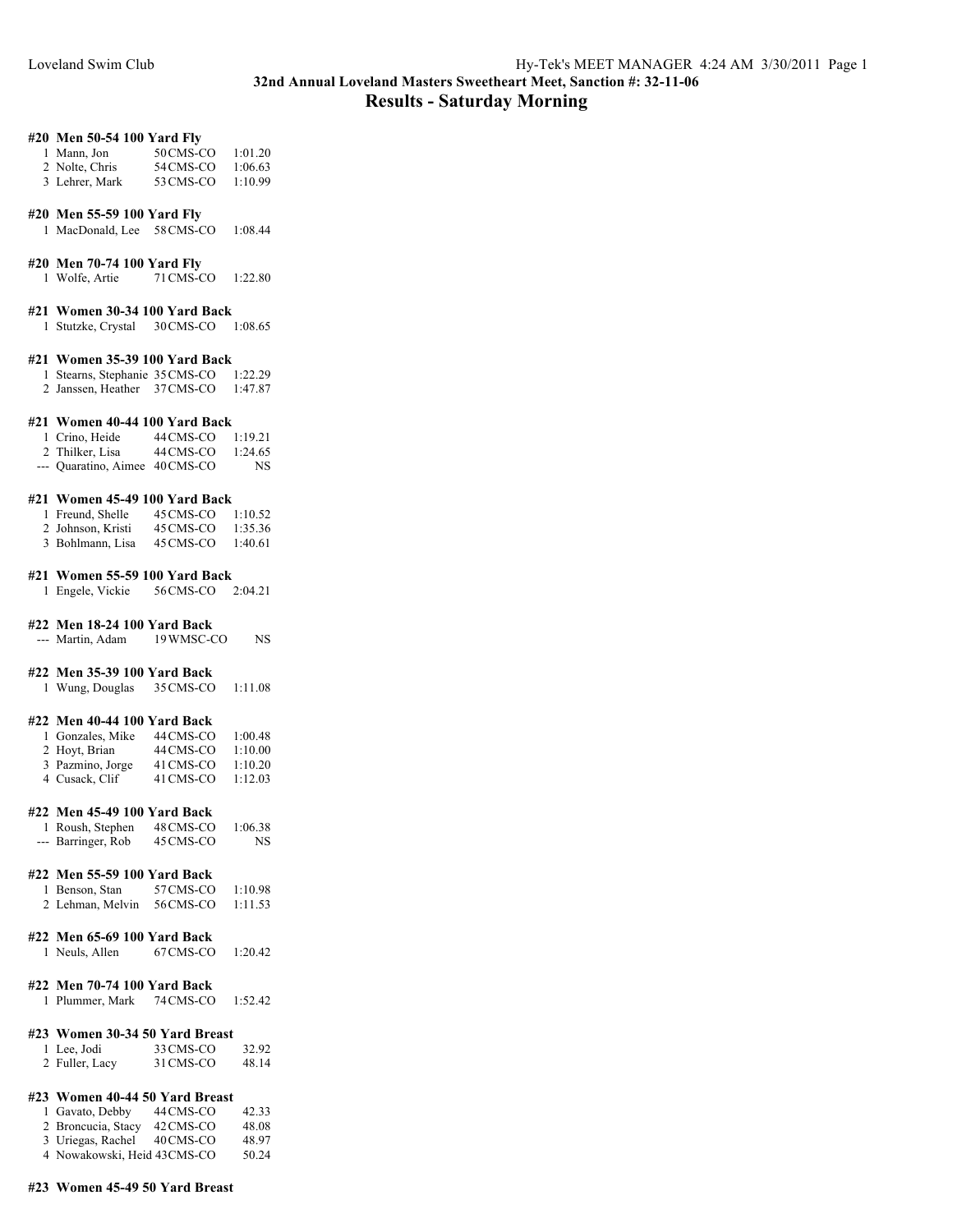Loveland Swim Club

**32nd Annual Loveland Masters Sweetheart Meet, Sanction #: 32-11-06**

## Results - Saturday Morning

### #20 Men 50-54 100 Yard Fly

| Place | Name | Age | Team | Time |
|---|---|---|---|---|
| 1 | Mann, Jon | 50 | CMS-CO | 1:01.20 |
| 2 | Nolte, Chris | 54 | CMS-CO | 1:06.63 |
| 3 | Lehrer, Mark | 53 | CMS-CO | 1:10.99 |

### #20 Men 55-59 100 Yard Fly

| Place | Name | Age | Team | Time |
|---|---|---|---|---|
| 1 | MacDonald, Lee | 58 | CMS-CO | 1:08.44 |

### #20 Men 70-74 100 Yard Fly

| Place | Name | Age | Team | Time |
|---|---|---|---|---|
| 1 | Wolfe, Artie | 71 | CMS-CO | 1:22.80 |

### #21 Women 30-34 100 Yard Back

| Place | Name | Age | Team | Time |
|---|---|---|---|---|
| 1 | Stutzke, Crystal | 30 | CMS-CO | 1:08.65 |

### #21 Women 35-39 100 Yard Back

| Place | Name | Age | Team | Time |
|---|---|---|---|---|
| 1 | Stearns, Stephanie | 35 | CMS-CO | 1:22.29 |
| 2 | Janssen, Heather | 37 | CMS-CO | 1:47.87 |

### #21 Women 40-44 100 Yard Back

| Place | Name | Age | Team | Time |
|---|---|---|---|---|
| 1 | Crino, Heide | 44 | CMS-CO | 1:19.21 |
| 2 | Thilker, Lisa | 44 | CMS-CO | 1:24.65 |
| --- | Quaratino, Aimee | 40 | CMS-CO | NS |

### #21 Women 45-49 100 Yard Back

| Place | Name | Age | Team | Time |
|---|---|---|---|---|
| 1 | Freund, Shelle | 45 | CMS-CO | 1:10.52 |
| 2 | Johnson, Kristi | 45 | CMS-CO | 1:35.36 |
| 3 | Bohlmann, Lisa | 45 | CMS-CO | 1:40.61 |

### #21 Women 55-59 100 Yard Back

| Place | Name | Age | Team | Time |
|---|---|---|---|---|
| 1 | Engele, Vickie | 56 | CMS-CO | 2:04.21 |

### #22 Men 18-24 100 Yard Back

| Place | Name | Age | Team | Time |
|---|---|---|---|---|
| --- | Martin, Adam | 19 | WMSC-CO | NS |

### #22 Men 35-39 100 Yard Back

| Place | Name | Age | Team | Time |
|---|---|---|---|---|
| 1 | Wung, Douglas | 35 | CMS-CO | 1:11.08 |

### #22 Men 40-44 100 Yard Back

| Place | Name | Age | Team | Time |
|---|---|---|---|---|
| 1 | Gonzales, Mike | 44 | CMS-CO | 1:00.48 |
| 2 | Hoyt, Brian | 44 | CMS-CO | 1:10.00 |
| 3 | Pazmino, Jorge | 41 | CMS-CO | 1:10.20 |
| 4 | Cusack, Clif | 41 | CMS-CO | 1:12.03 |

### #22 Men 45-49 100 Yard Back

| Place | Name | Age | Team | Time |
|---|---|---|---|---|
| 1 | Roush, Stephen | 48 | CMS-CO | 1:06.38 |
| --- | Barringer, Rob | 45 | CMS-CO | NS |

### #22 Men 55-59 100 Yard Back

| Place | Name | Age | Team | Time |
|---|---|---|---|---|
| 1 | Benson, Stan | 57 | CMS-CO | 1:10.98 |
| 2 | Lehman, Melvin | 56 | CMS-CO | 1:11.53 |

### #22 Men 65-69 100 Yard Back

| Place | Name | Age | Team | Time |
|---|---|---|---|---|
| 1 | Neuls, Allen | 67 | CMS-CO | 1:20.42 |

### #22 Men 70-74 100 Yard Back

| Place | Name | Age | Team | Time |
|---|---|---|---|---|
| 1 | Plummer, Mark | 74 | CMS-CO | 1:52.42 |

### #23 Women 30-34 50 Yard Breast

| Place | Name | Age | Team | Time |
|---|---|---|---|---|
| 1 | Lee, Jodi | 33 | CMS-CO | 32.92 |
| 2 | Fuller, Lacy | 31 | CMS-CO | 48.14 |

### #23 Women 40-44 50 Yard Breast

| Place | Name | Age | Team | Time |
|---|---|---|---|---|
| 1 | Gavato, Debby | 44 | CMS-CO | 42.33 |
| 2 | Broncucia, Stacy | 42 | CMS-CO | 48.08 |
| 3 | Uriegas, Rachel | 40 | CMS-CO | 48.97 |
| 4 | Nowakowski, Heid | 43 | CMS-CO | 50.24 |

### #23 Women 45-49 50 Yard Breast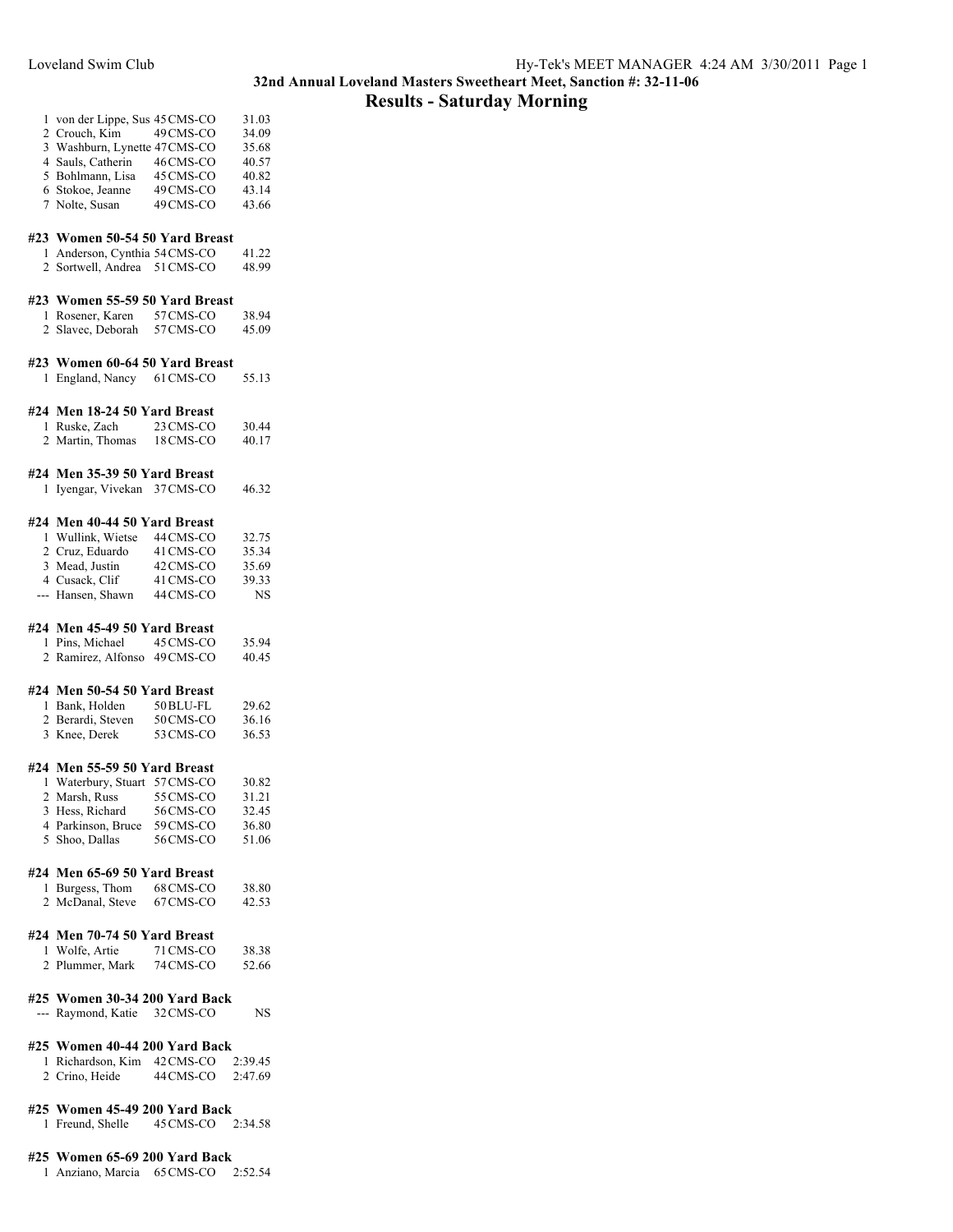## 32nd Annual Loveland Masters Sweetheart Meet, Sanction #: 32-11-06

# Results - Saturday Morning

| | Name | Age | Team | Time |
|---|---|---|---|---|
| 1 | von der Lippe, Sus | 45 | CMS-CO | 31.03 |
| 2 | Crouch, Kim | 49 | CMS-CO | 34.09 |
| 3 | Washburn, Lynette | 47 | CMS-CO | 35.68 |
| 4 | Sauls, Catherin | 46 | CMS-CO | 40.57 |
| 5 | Bohlmann, Lisa | 45 | CMS-CO | 40.82 |
| 6 | Stokoe, Jeanne | 49 | CMS-CO | 43.14 |
| 7 | Nolte, Susan | 49 | CMS-CO | 43.66 |

### #23 Women 50-54 50 Yard Breast

| | Name | Age | Team | Time |
|---|---|---|---|---|
| 1 | Anderson, Cynthia | 54 | CMS-CO | 41.22 |
| 2 | Sortwell, Andrea | 51 | CMS-CO | 48.99 |

### #23 Women 55-59 50 Yard Breast

| | Name | Age | Team | Time |
|---|---|---|---|---|
| 1 | Rosener, Karen | 57 | CMS-CO | 38.94 |
| 2 | Slavec, Deborah | 57 | CMS-CO | 45.09 |

### #23 Women 60-64 50 Yard Breast

| | Name | Age | Team | Time |
|---|---|---|---|---|
| 1 | England, Nancy | 61 | CMS-CO | 55.13 |

### #24 Men 18-24 50 Yard Breast

| | Name | Age | Team | Time |
|---|---|---|---|---|
| 1 | Ruske, Zach | 23 | CMS-CO | 30.44 |
| 2 | Martin, Thomas | 18 | CMS-CO | 40.17 |

### #24 Men 35-39 50 Yard Breast

| | Name | Age | Team | Time |
|---|---|---|---|---|
| 1 | Iyengar, Vivekan | 37 | CMS-CO | 46.32 |

### #24 Men 40-44 50 Yard Breast

| | Name | Age | Team | Time |
|---|---|---|---|---|
| 1 | Wullink, Wietse | 44 | CMS-CO | 32.75 |
| 2 | Cruz, Eduardo | 41 | CMS-CO | 35.34 |
| 3 | Mead, Justin | 42 | CMS-CO | 35.69 |
| 4 | Cusack, Clif | 41 | CMS-CO | 39.33 |
| --- | Hansen, Shawn | 44 | CMS-CO | NS |

### #24 Men 45-49 50 Yard Breast

| | Name | Age | Team | Time |
|---|---|---|---|---|
| 1 | Pins, Michael | 45 | CMS-CO | 35.94 |
| 2 | Ramirez, Alfonso | 49 | CMS-CO | 40.45 |

### #24 Men 50-54 50 Yard Breast

| | Name | Age | Team | Time |
|---|---|---|---|---|
| 1 | Bank, Holden | 50 | BLU-FL | 29.62 |
| 2 | Berardi, Steven | 50 | CMS-CO | 36.16 |
| 3 | Knee, Derek | 53 | CMS-CO | 36.53 |

### #24 Men 55-59 50 Yard Breast

| | Name | Age | Team | Time |
|---|---|---|---|---|
| 1 | Waterbury, Stuart | 57 | CMS-CO | 30.82 |
| 2 | Marsh, Russ | 55 | CMS-CO | 31.21 |
| 3 | Hess, Richard | 56 | CMS-CO | 32.45 |
| 4 | Parkinson, Bruce | 59 | CMS-CO | 36.80 |
| 5 | Shoo, Dallas | 56 | CMS-CO | 51.06 |

### #24 Men 65-69 50 Yard Breast

| | Name | Age | Team | Time |
|---|---|---|---|---|
| 1 | Burgess, Thom | 68 | CMS-CO | 38.80 |
| 2 | McDanal, Steve | 67 | CMS-CO | 42.53 |

### #24 Men 70-74 50 Yard Breast

| | Name | Age | Team | Time |
|---|---|---|---|---|
| 1 | Wolfe, Artie | 71 | CMS-CO | 38.38 |
| 2 | Plummer, Mark | 74 | CMS-CO | 52.66 |

### #25 Women 30-34 200 Yard Back

| | Name | Age | Team | Time |
|---|---|---|---|---|
| --- | Raymond, Katie | 32 | CMS-CO | NS |

### #25 Women 40-44 200 Yard Back

| | Name | Age | Team | Time |
|---|---|---|---|---|
| 1 | Richardson, Kim | 42 | CMS-CO | 2:39.45 |
| 2 | Crino, Heide | 44 | CMS-CO | 2:47.69 |

### #25 Women 45-49 200 Yard Back

| | Name | Age | Team | Time |
|---|---|---|---|---|
| 1 | Freund, Shelle | 45 | CMS-CO | 2:34.58 |

### #25 Women 65-69 200 Yard Back

| | Name | Age | Team | Time |
|---|---|---|---|---|
| 1 | Anziano, Marcia | 65 | CMS-CO | 2:52.54 |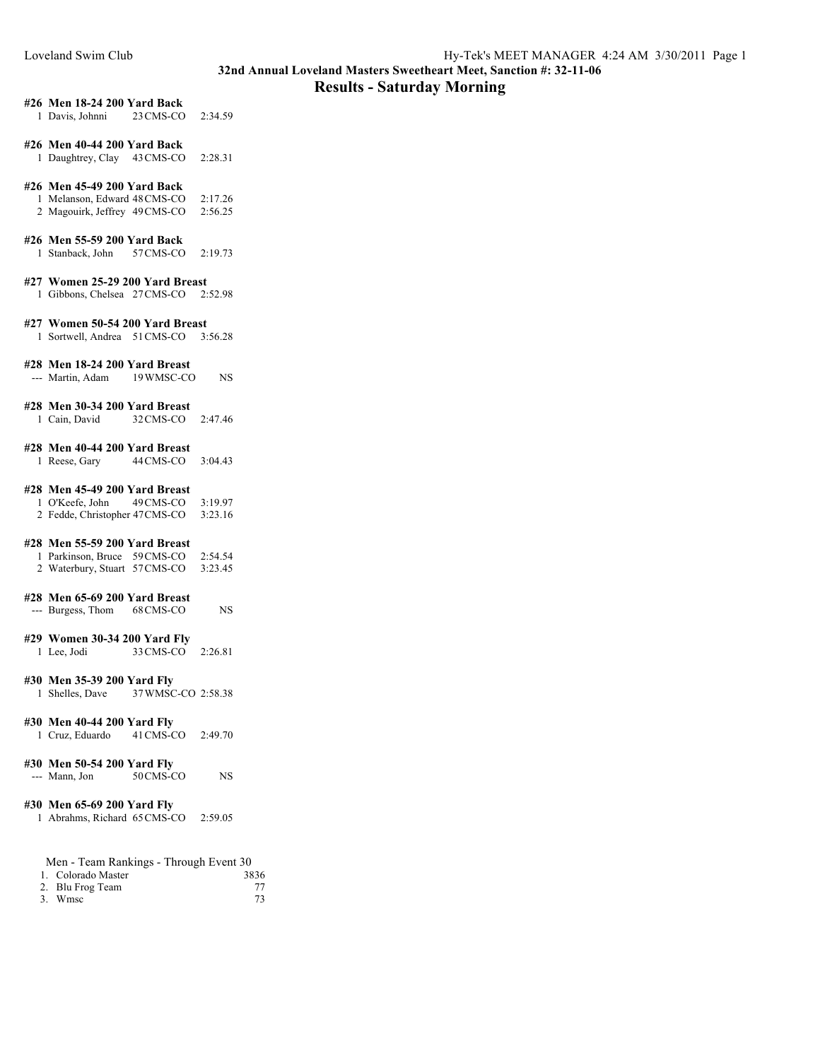## 32nd Annual Loveland Masters Sweetheart Meet, Sanction #: 32-11-06

## Results - Saturday Morning

**#26 Men 18-24 200 Yard Back**

| | | | | |
|---|---|---|---|---|
| 1 | Davis, Johnni | 23 | CMS-CO | 2:34.59 |

**#26 Men 40-44 200 Yard Back**

| | | | | |
|---|---|---|---|---|
| 1 | Daughtrey, Clay | 43 | CMS-CO | 2:28.31 |

**#26 Men 45-49 200 Yard Back**

| | | | | |
|---|---|---|---|---|
| 1 | Melanson, Edward | 48 | CMS-CO | 2:17.26 |
| 2 | Magouirk, Jeffrey | 49 | CMS-CO | 2:56.25 |

**#26 Men 55-59 200 Yard Back**

| | | | | |
|---|---|---|---|---|
| 1 | Stanback, John | 57 | CMS-CO | 2:19.73 |

**#27 Women 25-29 200 Yard Breast**

| | | | | |
|---|---|---|---|---|
| 1 | Gibbons, Chelsea | 27 | CMS-CO | 2:52.98 |

**#27 Women 50-54 200 Yard Breast**

| | | | | |
|---|---|---|---|---|
| 1 | Sortwell, Andrea | 51 | CMS-CO | 3:56.28 |

**#28 Men 18-24 200 Yard Breast**

| | | | | |
|---|---|---|---|---|
| --- | Martin, Adam | 19 | WMSC-CO | NS |

**#28 Men 30-34 200 Yard Breast**

| | | | | |
|---|---|---|---|---|
| 1 | Cain, David | 32 | CMS-CO | 2:47.46 |

**#28 Men 40-44 200 Yard Breast**

| | | | | |
|---|---|---|---|---|
| 1 | Reese, Gary | 44 | CMS-CO | 3:04.43 |

**#28 Men 45-49 200 Yard Breast**

| | | | | |
|---|---|---|---|---|
| 1 | O'Keefe, John | 49 | CMS-CO | 3:19.97 |
| 2 | Fedde, Christopher | 47 | CMS-CO | 3:23.16 |

**#28 Men 55-59 200 Yard Breast**

| | | | | |
|---|---|---|---|---|
| 1 | Parkinson, Bruce | 59 | CMS-CO | 2:54.54 |
| 2 | Waterbury, Stuart | 57 | CMS-CO | 3:23.45 |

**#28 Men 65-69 200 Yard Breast**

| | | | | |
|---|---|---|---|---|
| --- | Burgess, Thom | 68 | CMS-CO | NS |

**#29 Women 30-34 200 Yard Fly**

| | | | | |
|---|---|---|---|---|
| 1 | Lee, Jodi | 33 | CMS-CO | 2:26.81 |

**#30 Men 35-39 200 Yard Fly**

| | | | | |
|---|---|---|---|---|
| 1 | Shelles, Dave | 37 | WMSC-CO | 2:58.38 |

**#30 Men 40-44 200 Yard Fly**

| | | | | |
|---|---|---|---|---|
| 1 | Cruz, Eduardo | 41 | CMS-CO | 2:49.70 |

**#30 Men 50-54 200 Yard Fly**

| | | | | |
|---|---|---|---|---|
| --- | Mann, Jon | 50 | CMS-CO | NS |

**#30 Men 65-69 200 Yard Fly**

| | | | | |
|---|---|---|---|---|
| 1 | Abrahms, Richard | 65 | CMS-CO | 2:59.05 |

Men - Team Rankings - Through Event 30

| | | |
|---|---|---|
| 1. | Colorado Master | 3836 |
| 2. | Blu Frog Team | 77 |
| 3. | Wmsc | 73 |